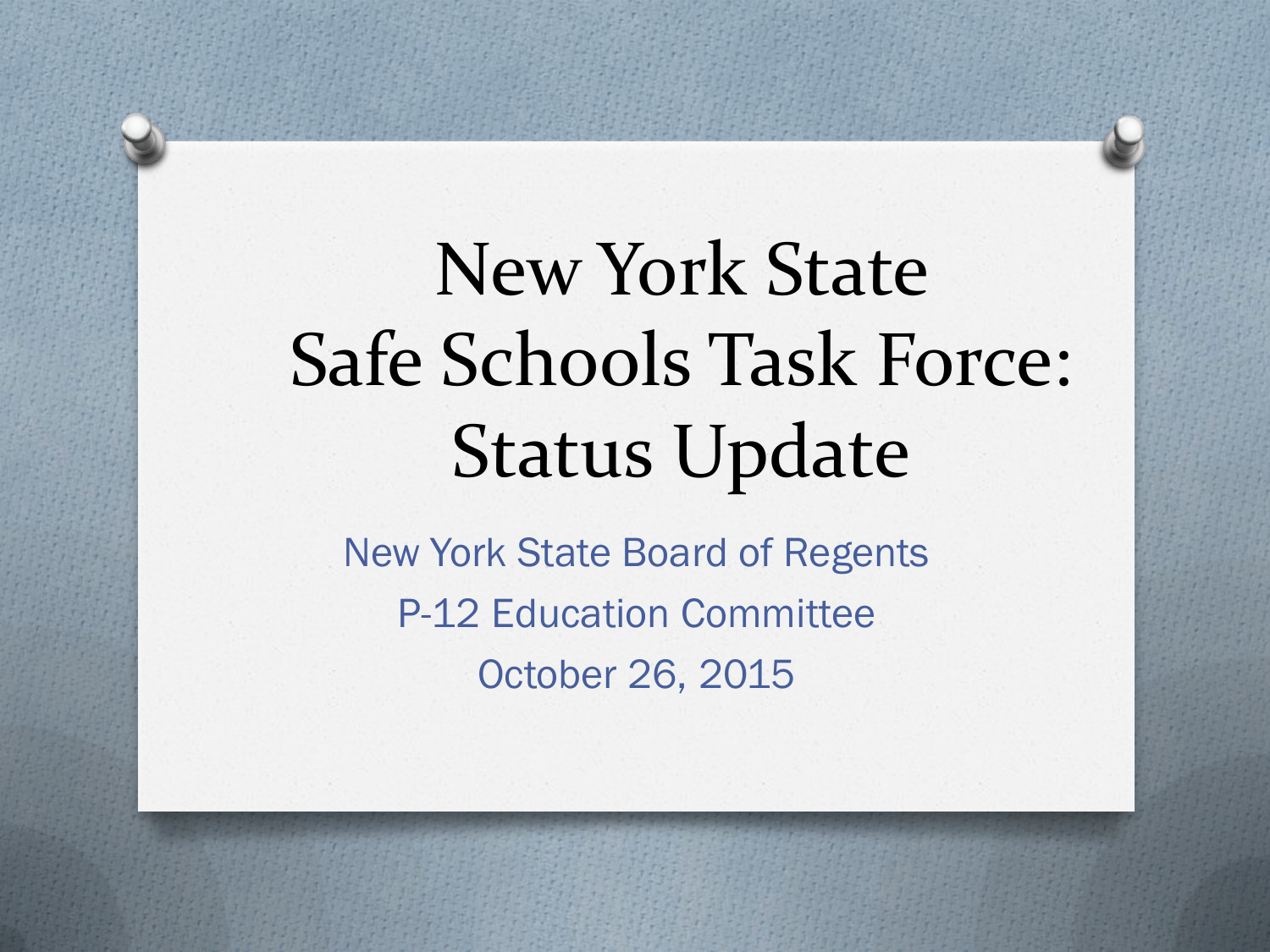# New York State Safe Schools Task Force: Status Update

New York State Board of Regents

P-12 Education Committee

October 26, 2015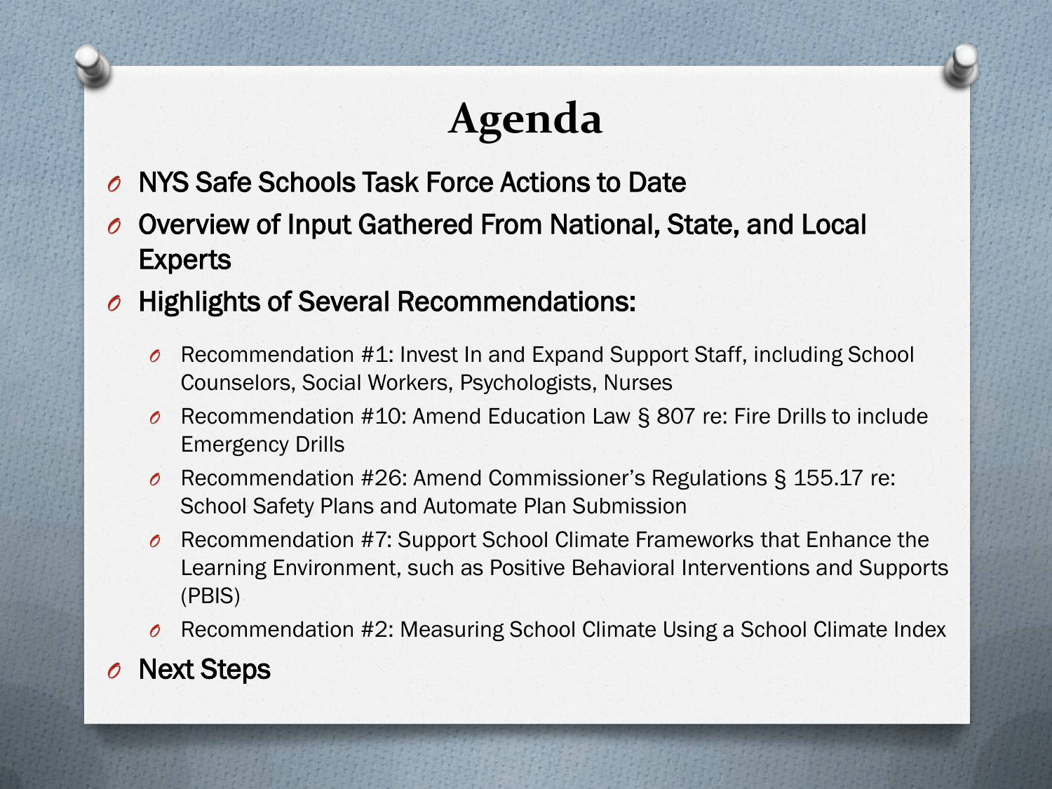# Agenda

- NYS Safe Schools Task Force Actions to Date
- Overview of Input Gathered From National, State, and Local Experts
- Highlights of Several Recommendations:
  - Recommendation #1: Invest In and Expand Support Staff, including School Counselors, Social Workers, Psychologists, Nurses
  - Recommendation #10: Amend Education Law § 807 re: Fire Drills to include Emergency Drills
  - Recommendation #26: Amend Commissioner's Regulations § 155.17 re: School Safety Plans and Automate Plan Submission
  - Recommendation #7: Support School Climate Frameworks that Enhance the Learning Environment, such as Positive Behavioral Interventions and Supports (PBIS)
  - Recommendation #2: Measuring School Climate Using a School Climate Index
- Next Steps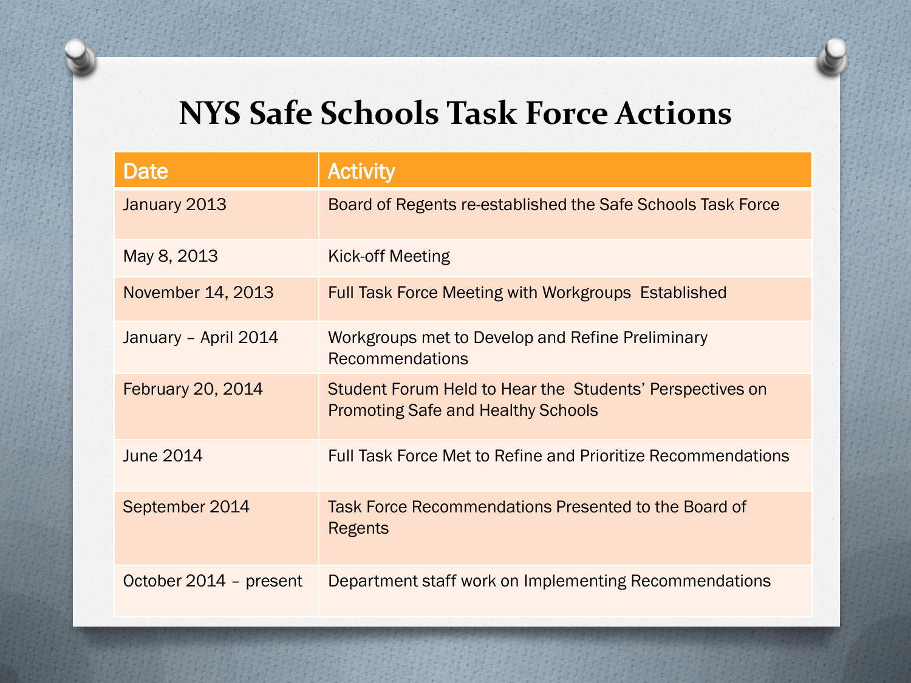# NYS Safe Schools Task Force Actions

| Date | Activity |
|---|---|
| January 2013 | Board of Regents re-established the Safe Schools Task Force |
| May 8, 2013 | Kick-off Meeting |
| November 14, 2013 | Full Task Force Meeting with Workgroups Established |
| January – April 2014 | Workgroups met to Develop and Refine Preliminary Recommendations |
| February 20, 2014 | Student Forum Held to Hear the Students' Perspectives on Promoting Safe and Healthy Schools |
| June 2014 | Full Task Force Met to Refine and Prioritize Recommendations |
| September 2014 | Task Force Recommendations Presented to the Board of Regents |
| October 2014 – present | Department staff work on Implementing Recommendations |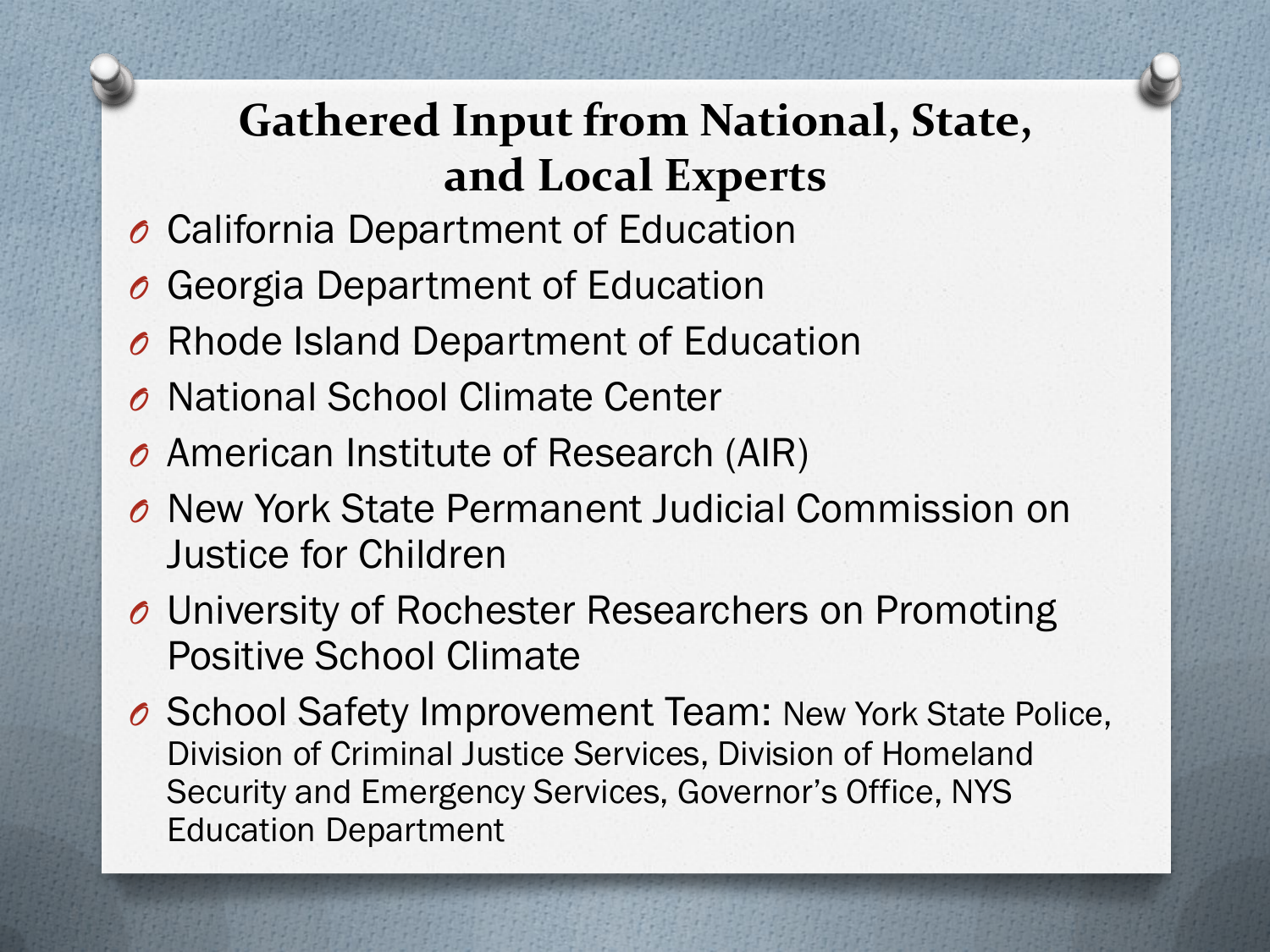## Gathered Input from National, State, and Local Experts

- California Department of Education
- Georgia Department of Education
- Rhode Island Department of Education
- National School Climate Center
- American Institute of Research (AIR)
- New York State Permanent Judicial Commission on Justice for Children
- University of Rochester Researchers on Promoting Positive School Climate
- School Safety Improvement Team: New York State Police, Division of Criminal Justice Services, Division of Homeland Security and Emergency Services, Governor's Office, NYS Education Department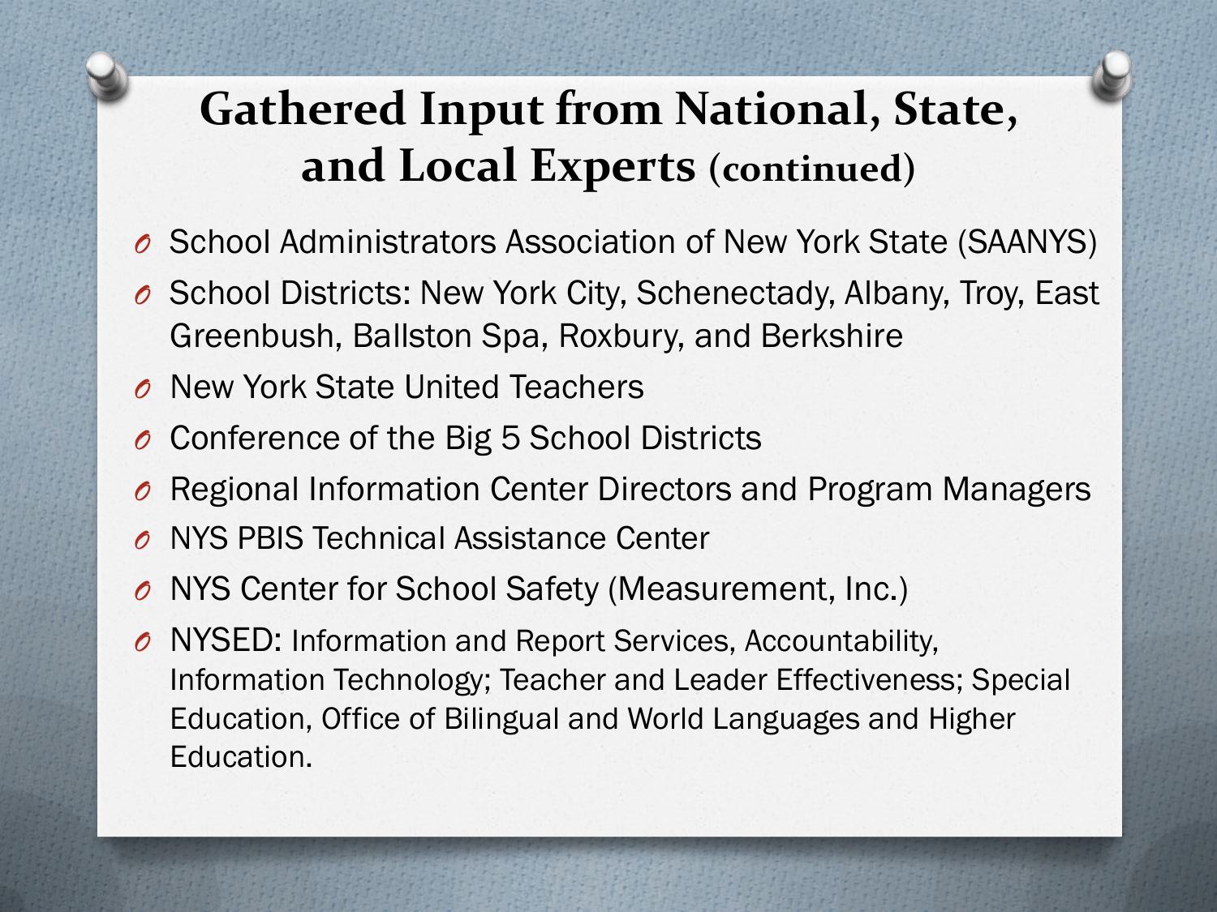# Gathered Input from National, State, and Local Experts (continued)

- School Administrators Association of New York State (SAANYS)
- School Districts: New York City, Schenectady, Albany, Troy, East Greenbush, Ballston Spa, Roxbury, and Berkshire
- New York State United Teachers
- Conference of the Big 5 School Districts
- Regional Information Center Directors and Program Managers
- NYS PBIS Technical Assistance Center
- NYS Center for School Safety (Measurement, Inc.)
- NYSED: Information and Report Services, Accountability, Information Technology; Teacher and Leader Effectiveness; Special Education, Office of Bilingual and World Languages and Higher Education.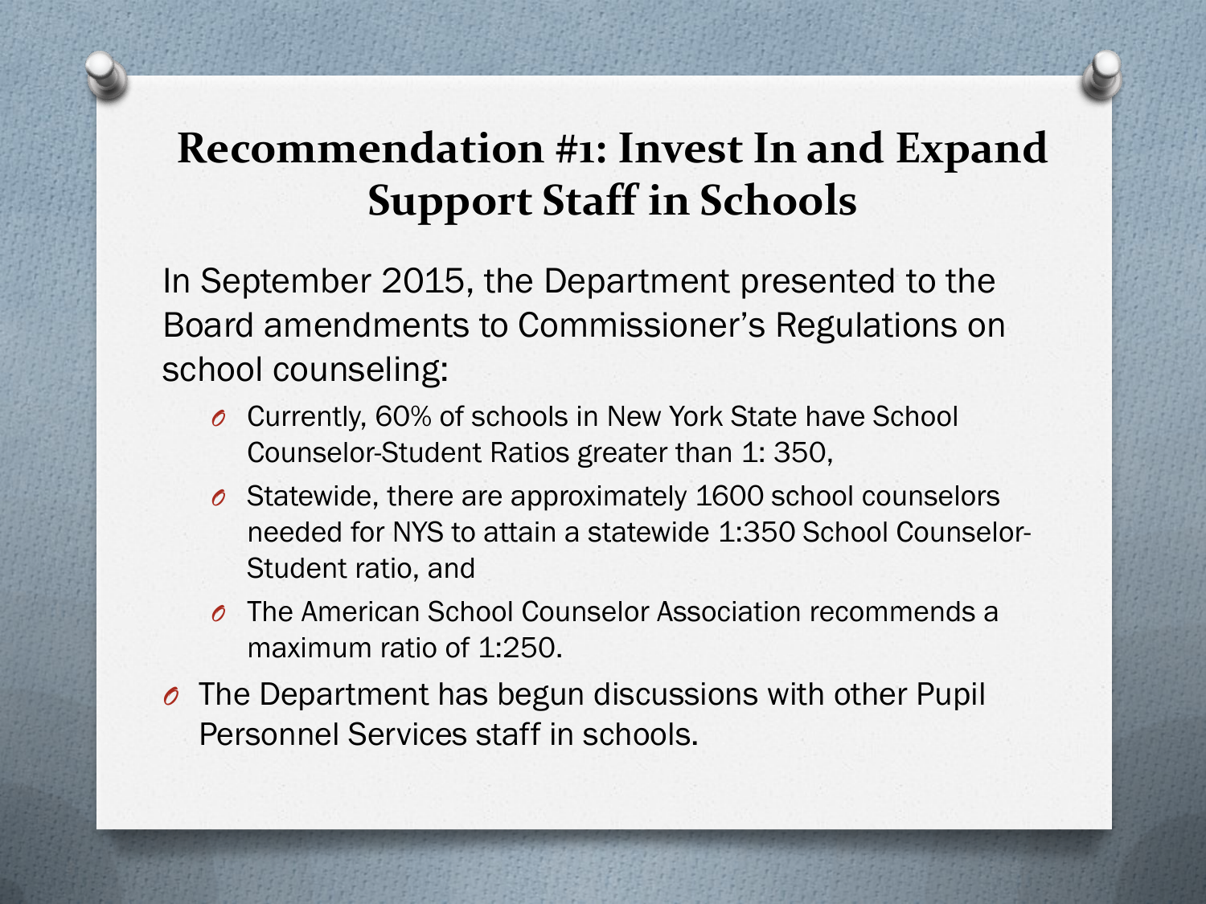# Recommendation #1: Invest In and Expand Support Staff in Schools

In September 2015, the Department presented to the Board amendments to Commissioner's Regulations on school counseling:

- Currently, 60% of schools in New York State have School Counselor-Student Ratios greater than 1: 350,
- Statewide, there are approximately 1600 school counselors needed for NYS to attain a statewide 1:350 School Counselor-Student ratio, and
- The American School Counselor Association recommends a maximum ratio of 1:250.

- The Department has begun discussions with other Pupil Personnel Services staff in schools.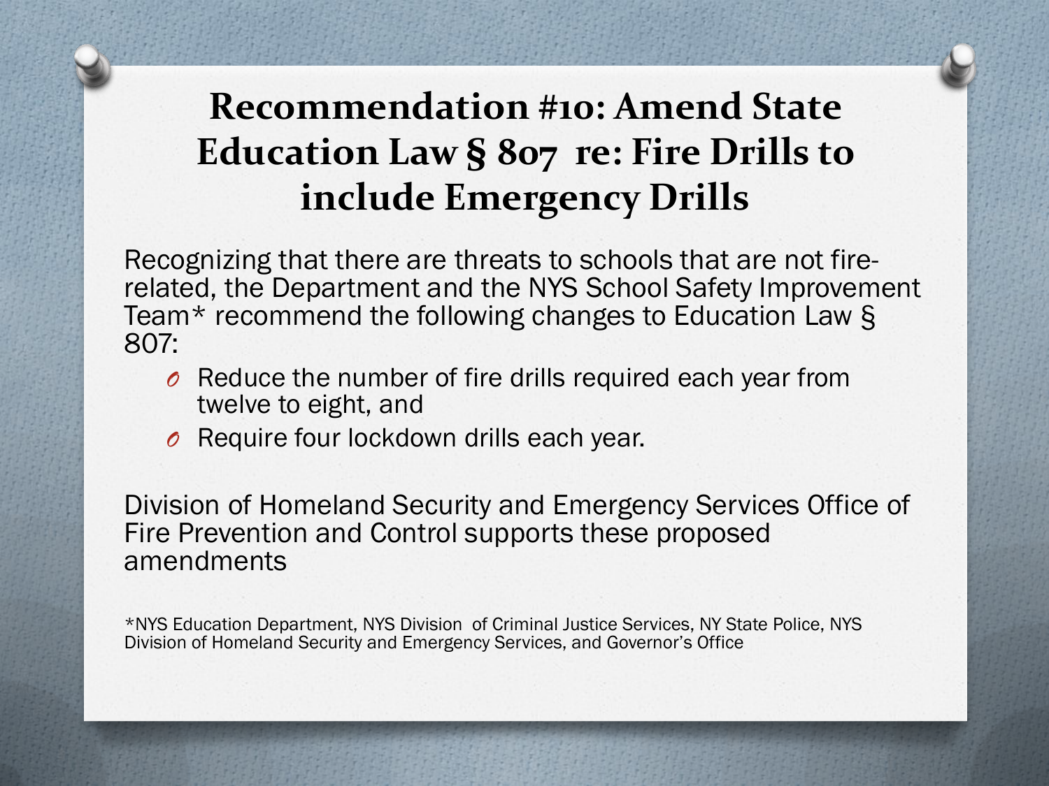# Recommendation #10: Amend State Education Law § 807 re: Fire Drills to include Emergency Drills

Recognizing that there are threats to schools that are not fire-related, the Department and the NYS School Safety Improvement Team* recommend the following changes to Education Law § 807:

- Reduce the number of fire drills required each year from twelve to eight, and
- Require four lockdown drills each year.

Division of Homeland Security and Emergency Services Office of Fire Prevention and Control supports these proposed amendments

*NYS Education Department, NYS Division of Criminal Justice Services, NY State Police, NYS Division of Homeland Security and Emergency Services, and Governor's Office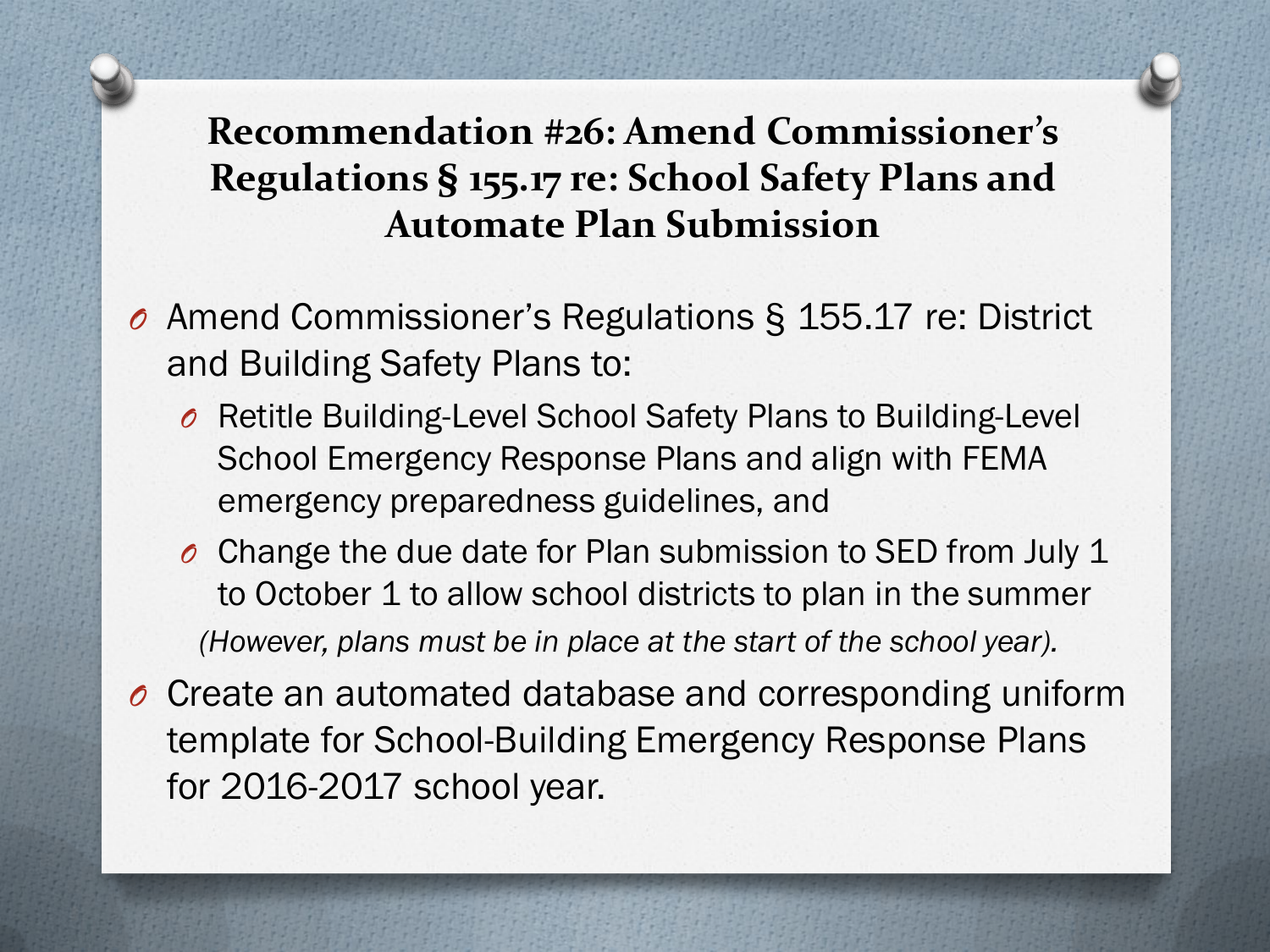## Recommendation #26: Amend Commissioner's Regulations § 155.17 re: School Safety Plans and Automate Plan Submission

- Amend Commissioner's Regulations § 155.17 re: District and Building Safety Plans to:
  - Retitle Building-Level School Safety Plans to Building-Level School Emergency Response Plans and align with FEMA emergency preparedness guidelines, and
  - Change the due date for Plan submission to SED from July 1 to October 1 to allow school districts to plan in the summer

    *(However, plans must be in place at the start of the school year).*
- Create an automated database and corresponding uniform template for School-Building Emergency Response Plans for 2016-2017 school year.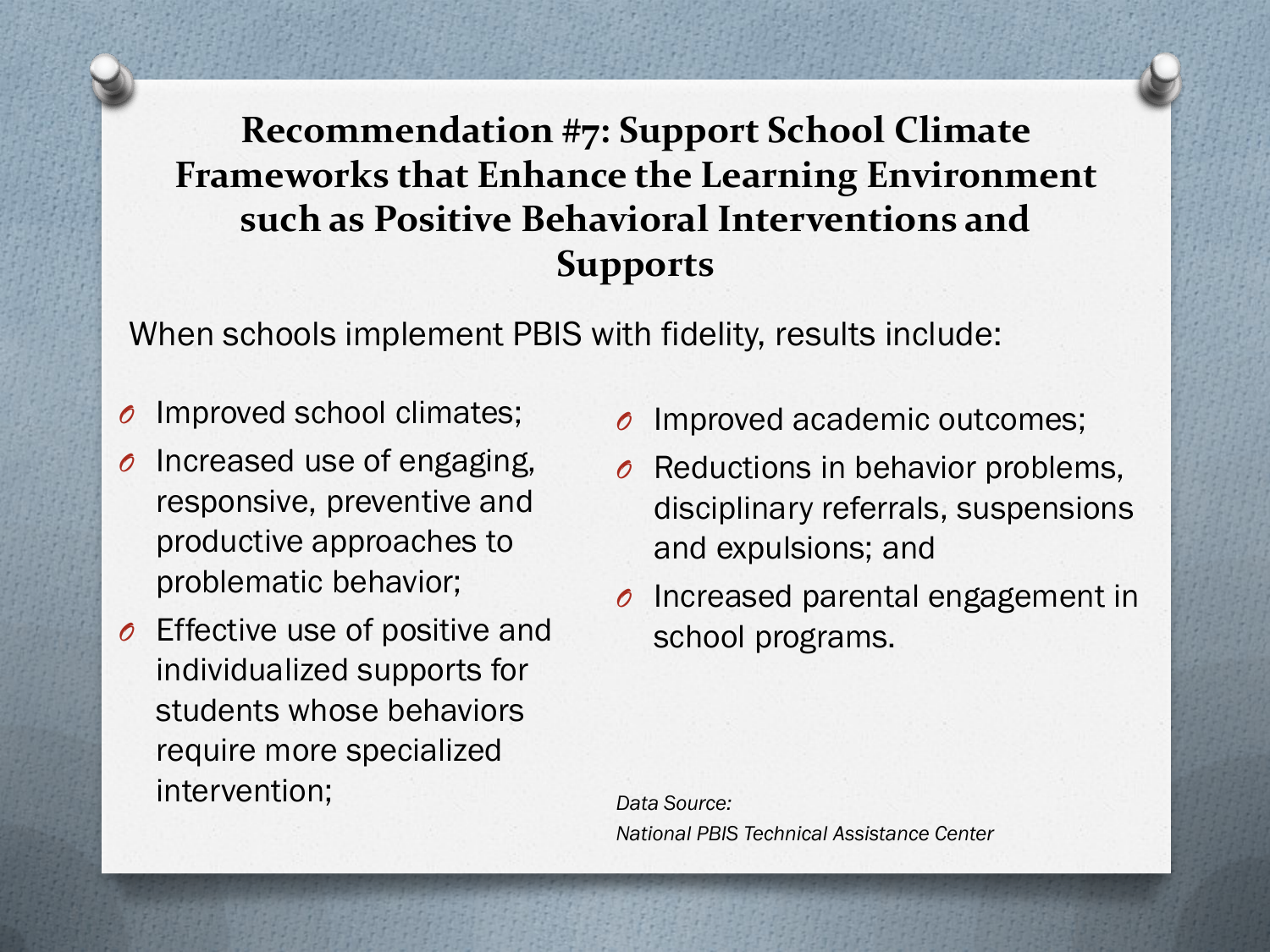## Recommendation #7: Support School Climate Frameworks that Enhance the Learning Environment such as Positive Behavioral Interventions and Supports

When schools implement PBIS with fidelity, results include:

- Improved school climates;
- Increased use of engaging, responsive, preventive and productive approaches to problematic behavior;
- Effective use of positive and individualized supports for students whose behaviors require more specialized intervention;
- Improved academic outcomes;
- Reductions in behavior problems, disciplinary referrals, suspensions and expulsions; and
- Increased parental engagement in school programs.

*Data Source:*
*National PBIS Technical Assistance Center*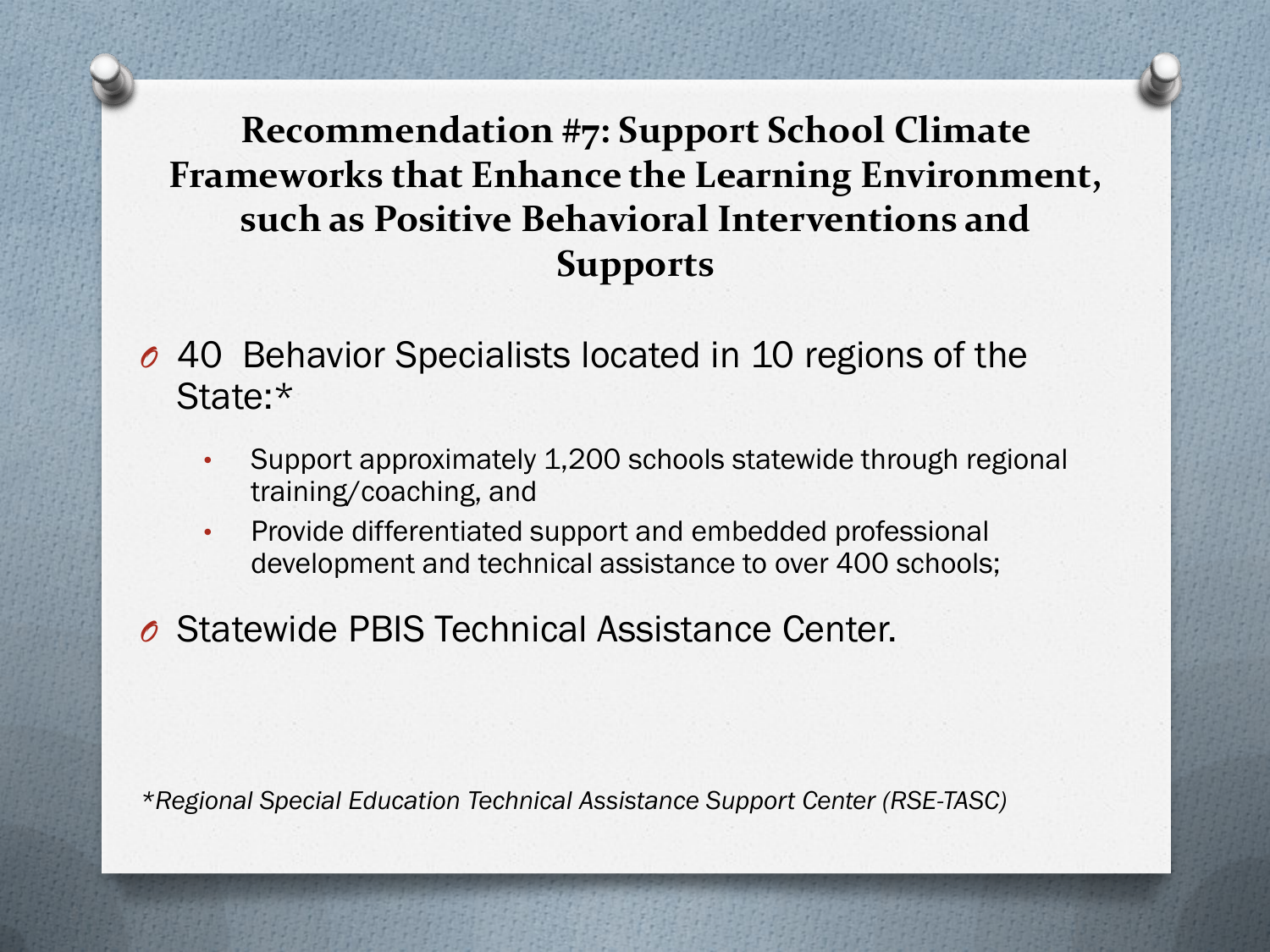## Recommendation #7: Support School Climate Frameworks that Enhance the Learning Environment, such as Positive Behavioral Interventions and Supports

- 40 Behavior Specialists located in 10 regions of the State:*
  - Support approximately 1,200 schools statewide through regional training/coaching, and
  - Provide differentiated support and embedded professional development and technical assistance to over 400 schools;
- Statewide PBIS Technical Assistance Center.

*\*Regional Special Education Technical Assistance Support Center (RSE-TASC)*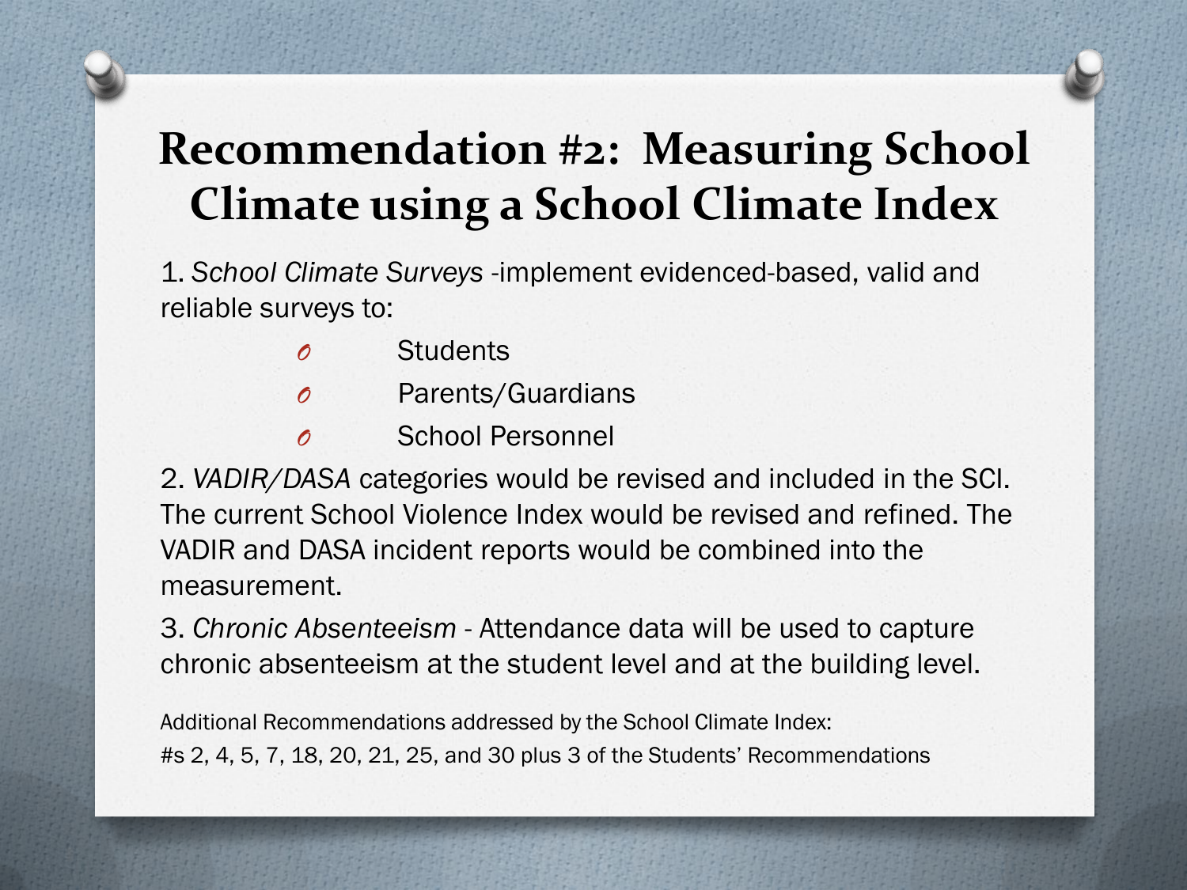# Recommendation #2: Measuring School Climate using a School Climate Index

1. *School Climate Surveys* -implement evidenced-based, valid and reliable surveys to:
   - Students
   - Parents/Guardians
   - School Personnel

2. *VADIR/DASA* categories would be revised and included in the SCI. The current School Violence Index would be revised and refined. The VADIR and DASA incident reports would be combined into the measurement.

3. *Chronic Absenteeism* - Attendance data will be used to capture chronic absenteeism at the student level and at the building level.

Additional Recommendations addressed by the School Climate Index:
#s 2, 4, 5, 7, 18, 20, 21, 25, and 30 plus 3 of the Students' Recommendations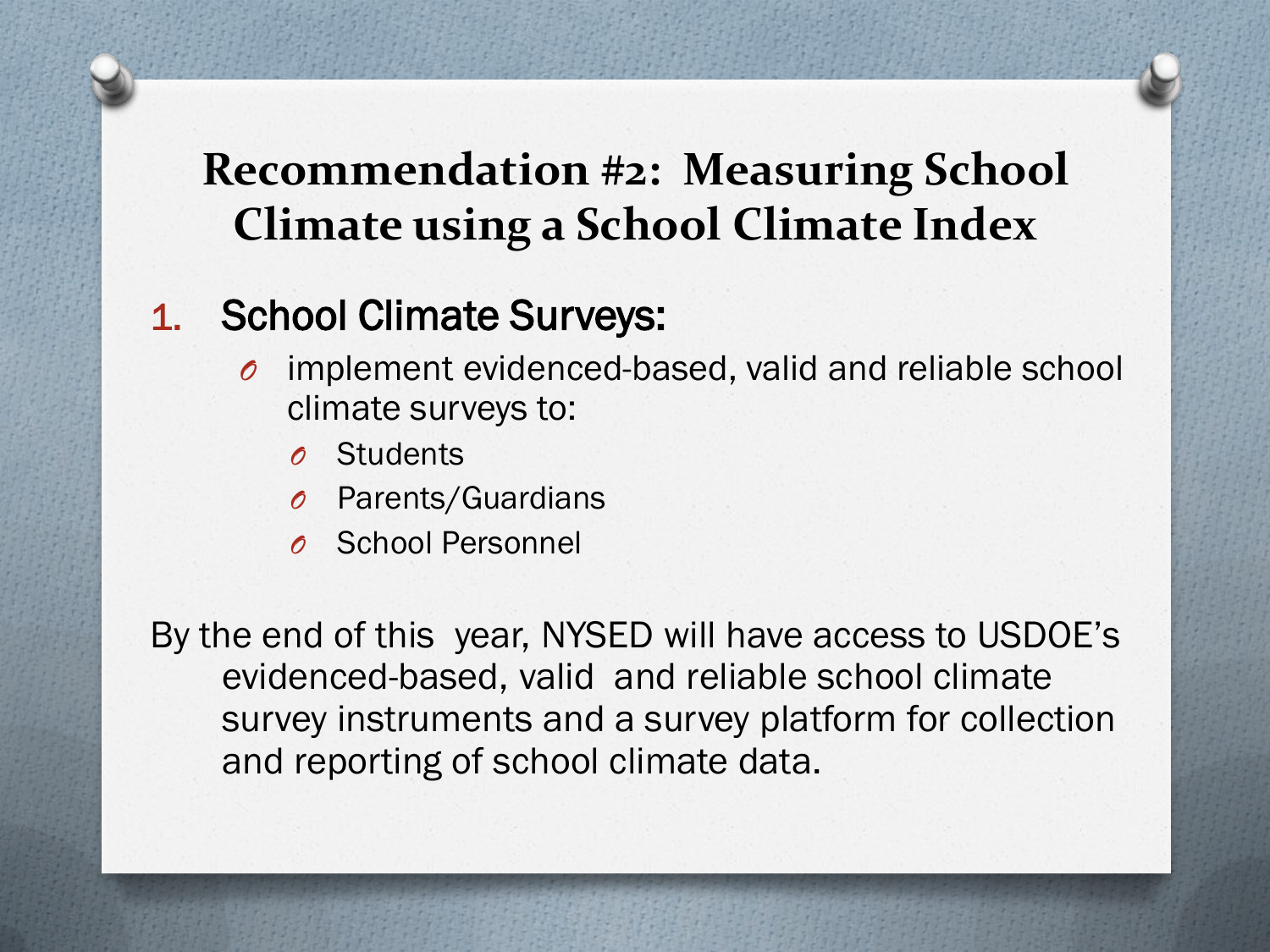# Recommendation #2: Measuring School Climate using a School Climate Index

1. School Climate Surveys:
   - implement evidenced-based, valid and reliable school climate surveys to:
     - Students
     - Parents/Guardians
     - School Personnel

By the end of this year, NYSED will have access to USDOE's evidenced-based, valid and reliable school climate survey instruments and a survey platform for collection and reporting of school climate data.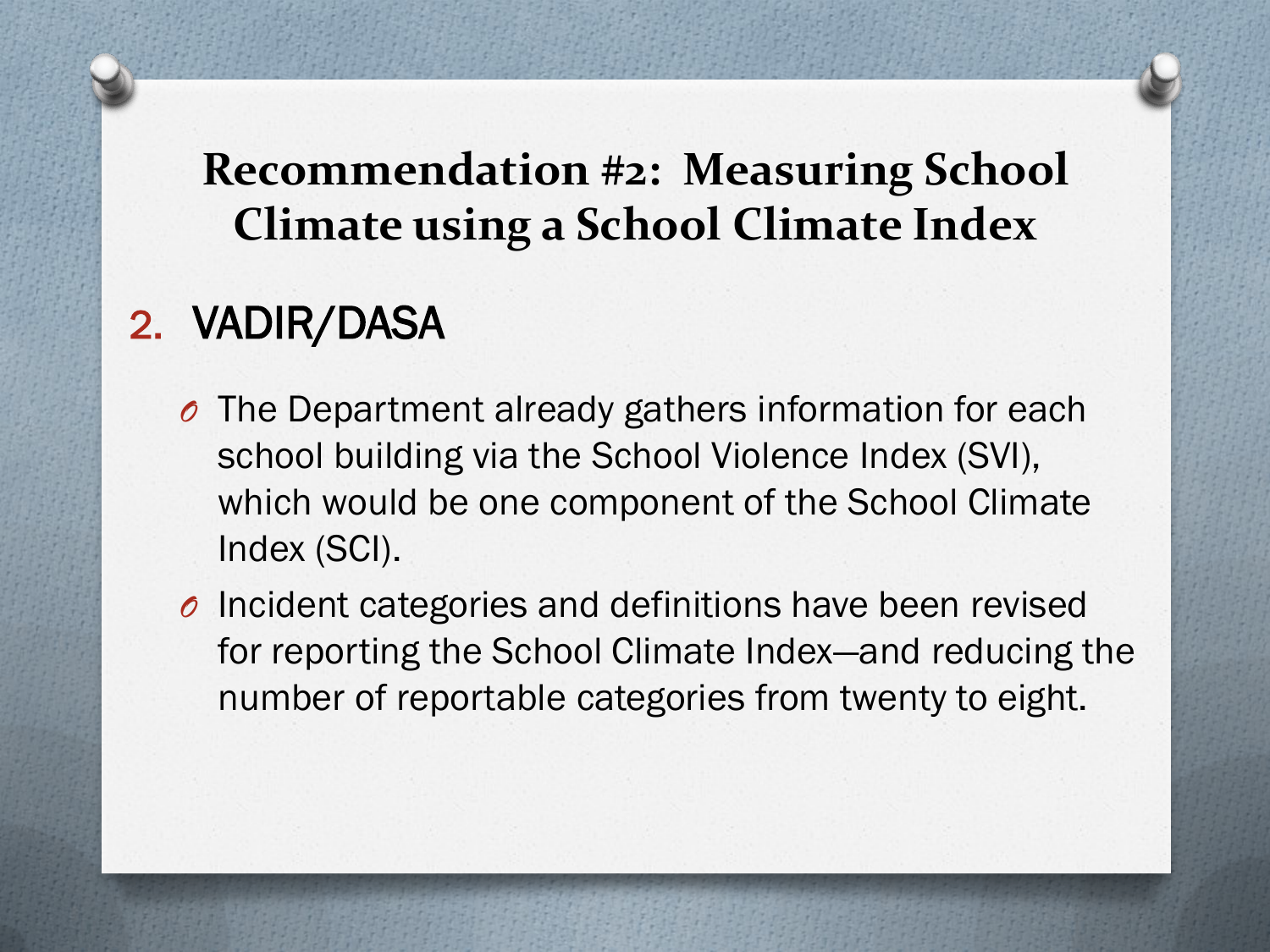# Recommendation #2: Measuring School Climate using a School Climate Index

## 2. VADIR/DASA

- The Department already gathers information for each school building via the School Violence Index (SVI), which would be one component of the School Climate Index (SCI).
- Incident categories and definitions have been revised for reporting the School Climate Index—and reducing the number of reportable categories from twenty to eight.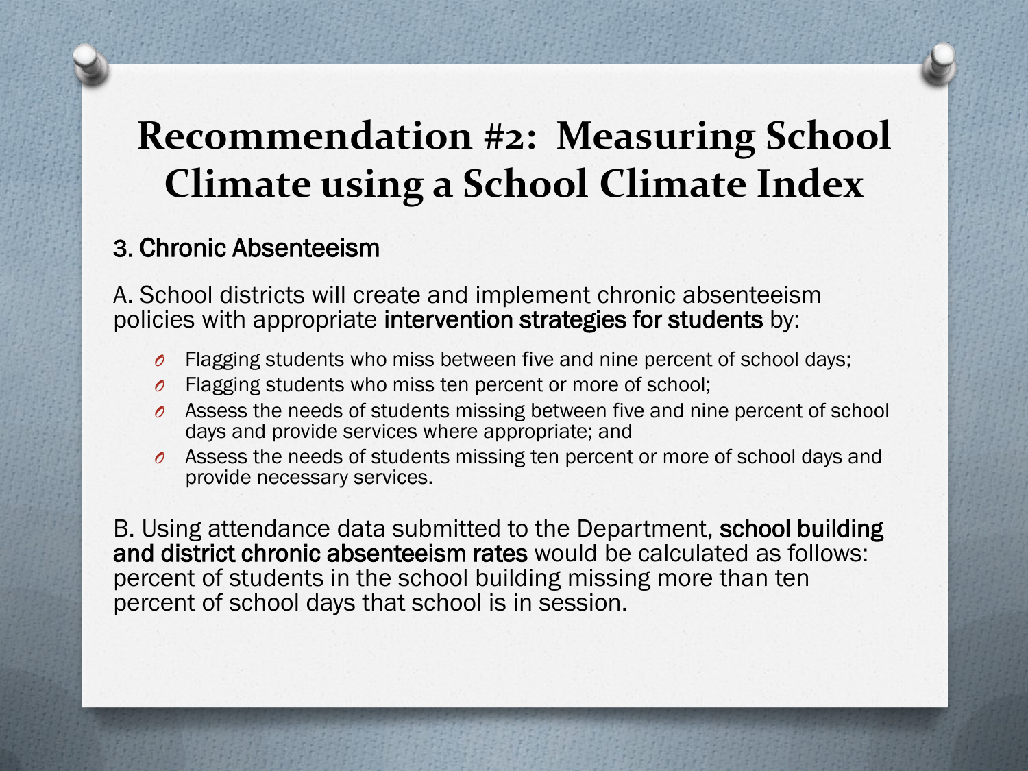# Recommendation #2: Measuring School Climate using a School Climate Index

### 3. Chronic Absenteeism

A. School districts will create and implement chronic absenteeism policies with appropriate **intervention strategies for students** by:

- Flagging students who miss between five and nine percent of school days;
- Flagging students who miss ten percent or more of school;
- Assess the needs of students missing between five and nine percent of school days and provide services where appropriate; and
- Assess the needs of students missing ten percent or more of school days and provide necessary services.

B. Using attendance data submitted to the Department, **school building and district chronic absenteeism rates** would be calculated as follows: percent of students in the school building missing more than ten percent of school days that school is in session.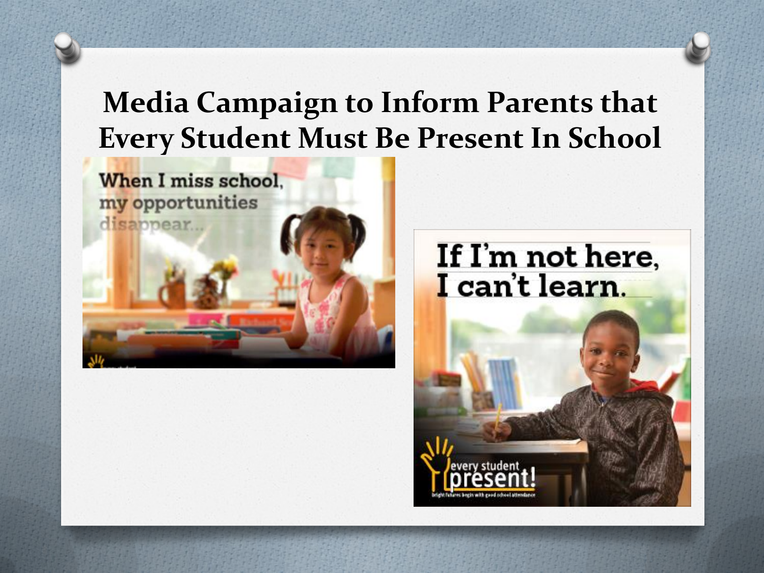# Media Campaign to Inform Parents that Every Student Must Be Present In School

When I miss school, my opportunities disappear...

If I'm not here, I can't learn.

every student present!

bright futures begin with good school attendance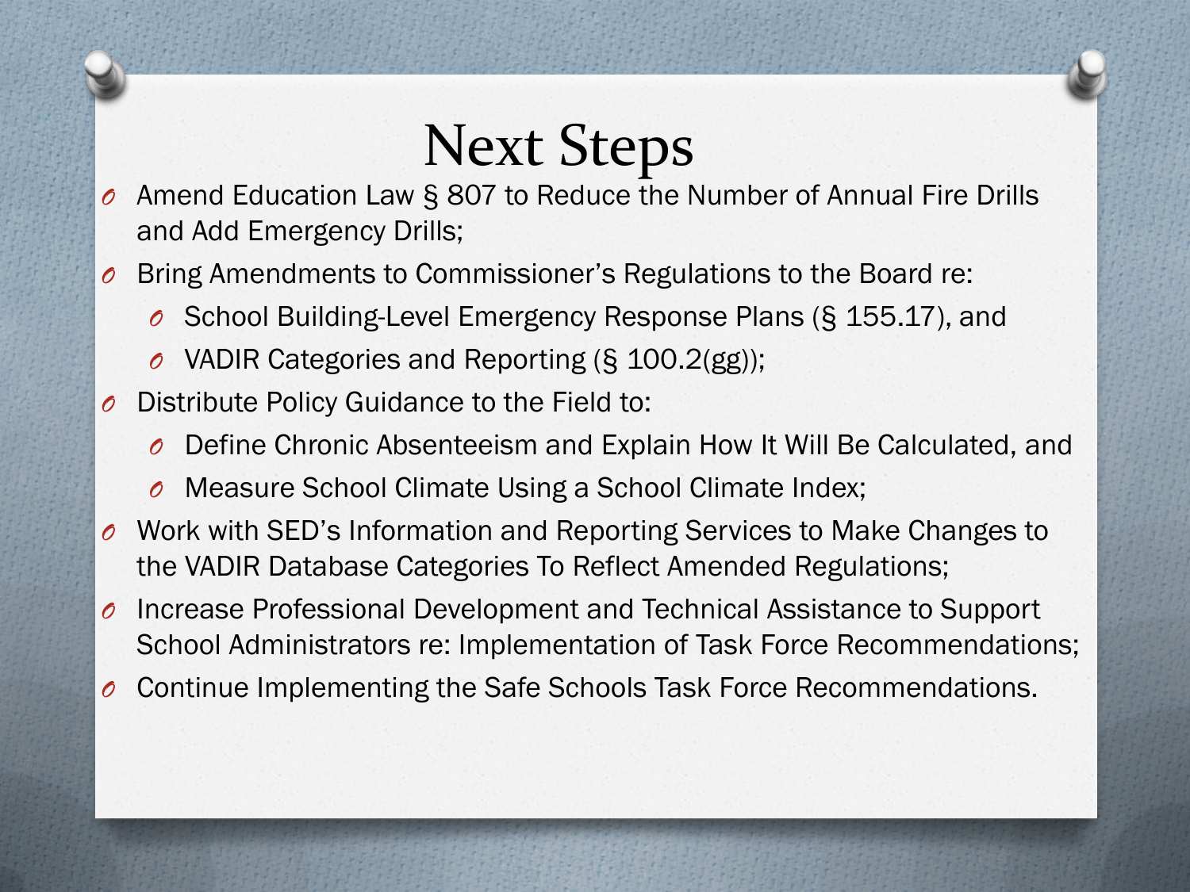# Next Steps

- Amend Education Law § 807 to Reduce the Number of Annual Fire Drills and Add Emergency Drills;
- Bring Amendments to Commissioner's Regulations to the Board re:
  - School Building-Level Emergency Response Plans (§ 155.17), and
  - VADIR Categories and Reporting (§ 100.2(gg));
- Distribute Policy Guidance to the Field to:
  - Define Chronic Absenteeism and Explain How It Will Be Calculated, and
  - Measure School Climate Using a School Climate Index;
- Work with SED's Information and Reporting Services to Make Changes to the VADIR Database Categories To Reflect Amended Regulations;
- Increase Professional Development and Technical Assistance to Support School Administrators re: Implementation of Task Force Recommendations;
- Continue Implementing the Safe Schools Task Force Recommendations.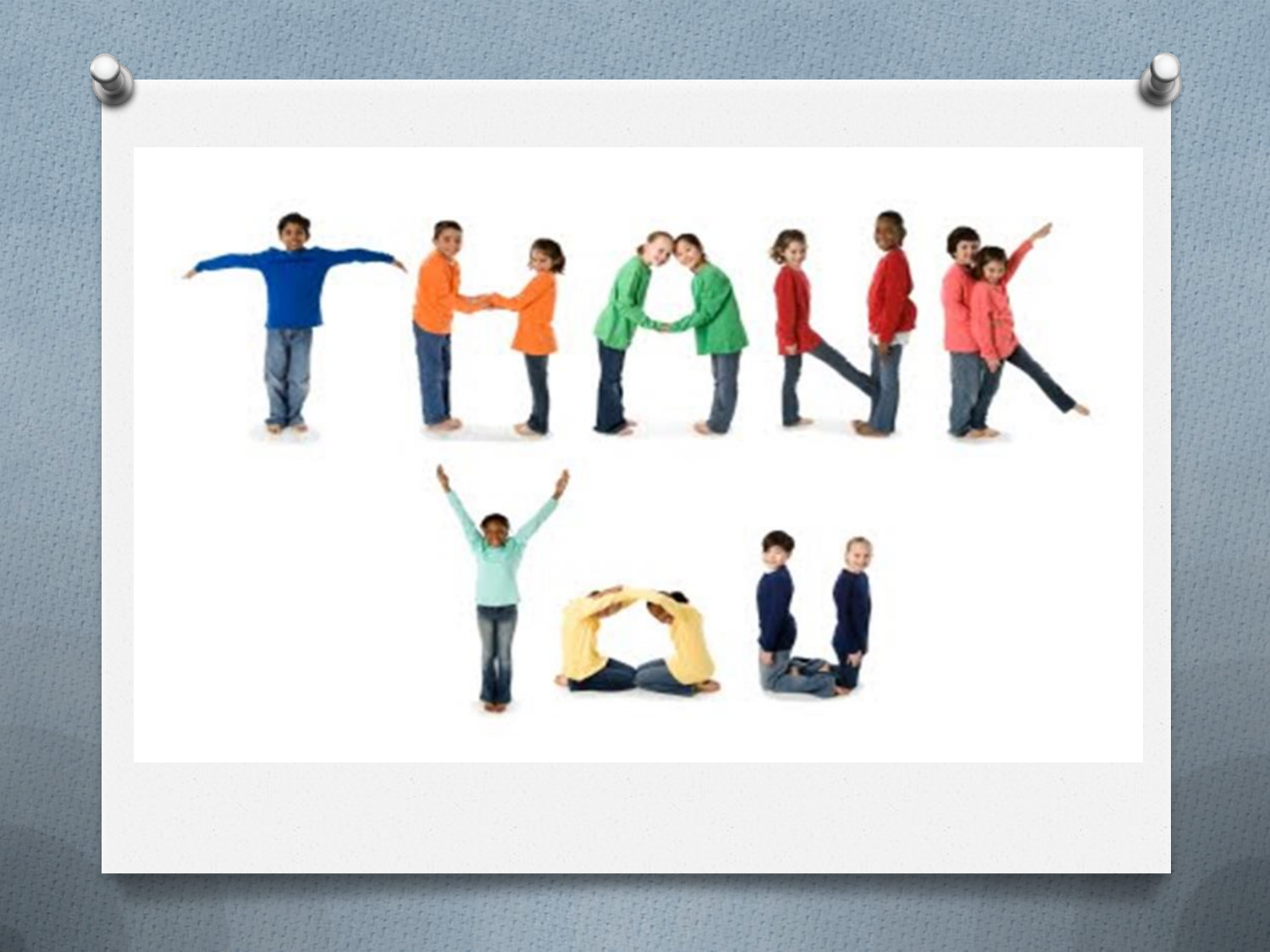THANK YOU